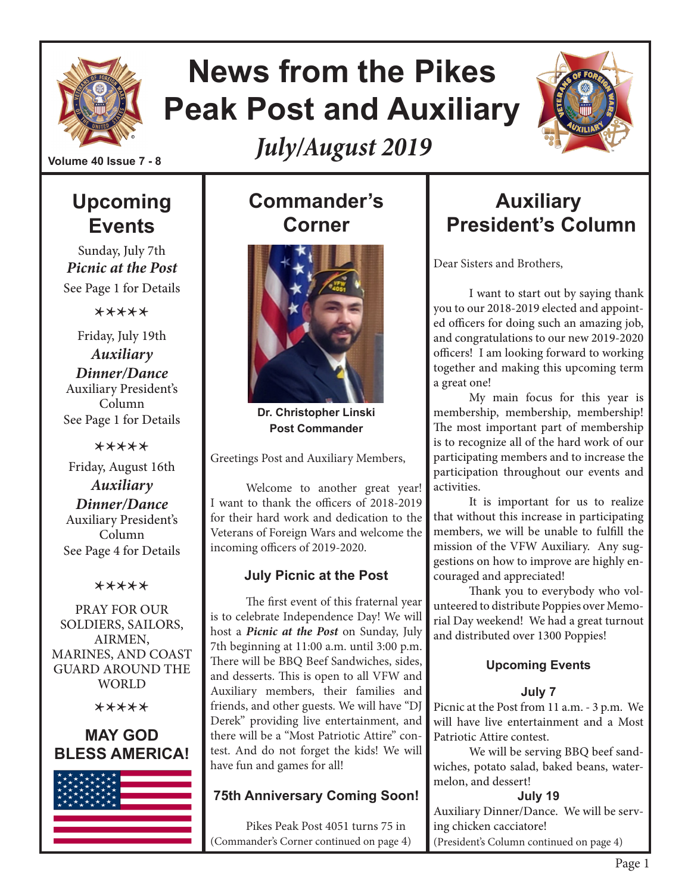# News from the Pikes Peak Post and Auxiliary

*July/August 2019*

Volume 40 Issue 7 - 8

## Upcoming Events

Sunday, July 7th
***Picnic at the Post***
See Page 1 for Details

✶✶✶✶✶

Friday, July 19th
***Auxiliary Dinner/Dance***
Auxiliary President's Column
See Page 1 for Details

✶✶✶✶✶

Friday, August 16th
***Auxiliary Dinner/Dance***
Auxiliary President's Column
See Page 4 for Details

✶✶✶✶✶

PRAY FOR OUR SOLDIERS, SAILORS, AIRMEN, MARINES, AND COAST GUARD AROUND THE WORLD

✶✶✶✶✶

**MAY GOD BLESS AMERICA!**

## Commander's Corner

**Dr. Christopher Linski**
**Post Commander**

Greetings Post and Auxiliary Members,

Welcome to another great year! I want to thank the officers of 2018-2019 for their hard work and dedication to the Veterans of Foreign Wars and welcome the incoming officers of 2019-2020.

### July Picnic at the Post

The first event of this fraternal year is to celebrate Independence Day! We will host a ***Picnic at the Post*** on Sunday, July 7th beginning at 11:00 a.m. until 3:00 p.m. There will be BBQ Beef Sandwiches, sides, and desserts. This is open to all VFW and Auxiliary members, their families and friends, and other guests. We will have "DJ Derek" providing live entertainment, and there will be a "Most Patriotic Attire" contest. And do not forget the kids! We will have fun and games for all!

### 75th Anniversary Coming Soon!

Pikes Peak Post 4051 turns 75 in
(Commander's Corner continued on page 4)

## Auxiliary President's Column

Dear Sisters and Brothers,

I want to start out by saying thank you to our 2018-2019 elected and appointed officers for doing such an amazing job, and congratulations to our new 2019-2020 officers! I am looking forward to working together and making this upcoming term a great one!

My main focus for this year is membership, membership, membership! The most important part of membership is to recognize all of the hard work of our participating members and to increase the participation throughout our events and activities.

It is important for us to realize that without this increase in participating members, we will be unable to fulfill the mission of the VFW Auxiliary. Any suggestions on how to improve are highly encouraged and appreciated!

Thank you to everybody who volunteered to distribute Poppies over Memorial Day weekend! We had a great turnout and distributed over 1300 Poppies!

### Upcoming Events

**July 7**

Picnic at the Post from 11 a.m. - 3 p.m. We will have live entertainment and a Most Patriotic Attire contest.

We will be serving BBQ beef sandwiches, potato salad, baked beans, watermelon, and dessert!

**July 19**

Auxiliary Dinner/Dance. We will be serving chicken cacciatore!

(President's Column continued on page 4)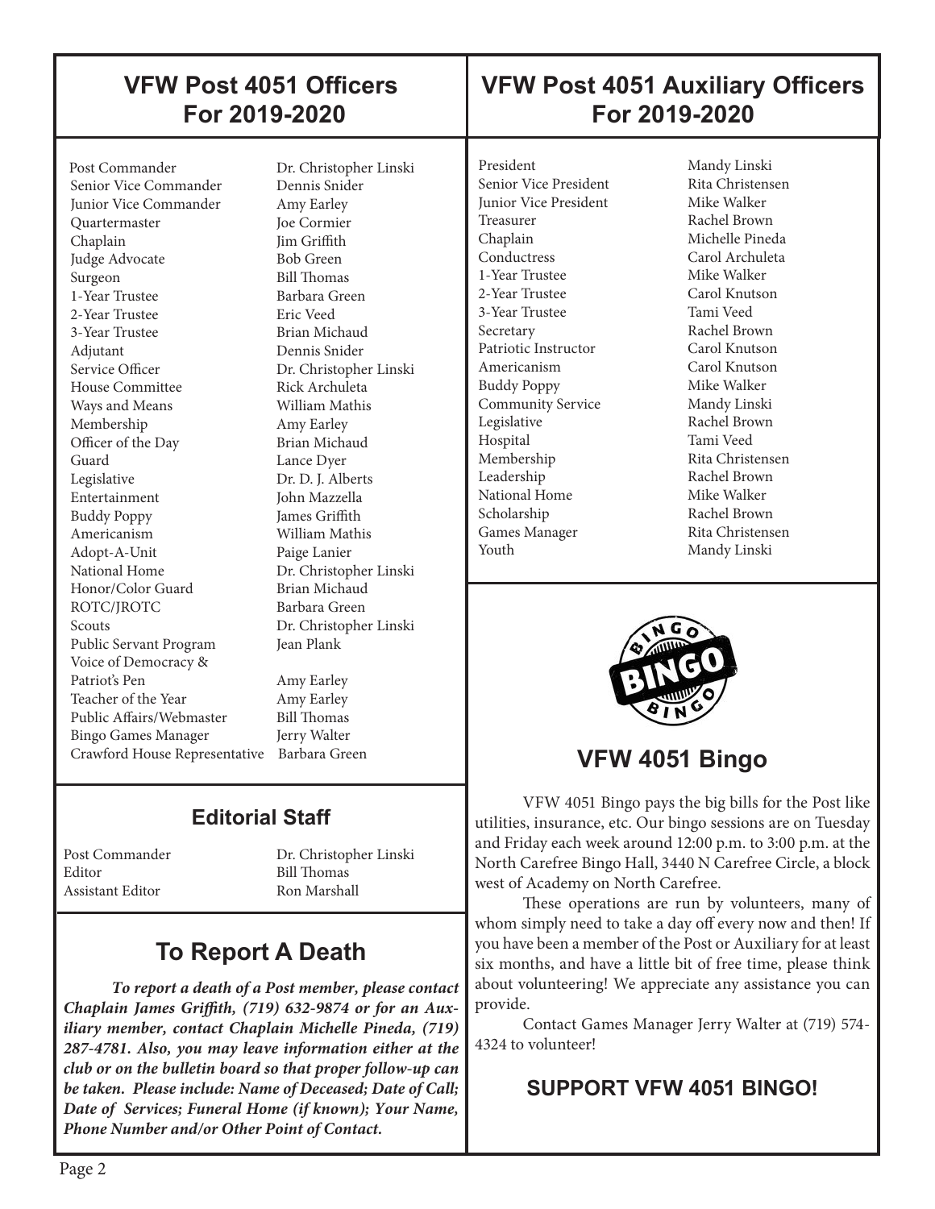## VFW Post 4051 Officers For 2019-2020

| Position | Name |
|---|---|
| Post Commander | Dr. Christopher Linski |
| Senior Vice Commander | Dennis Snider |
| Junior Vice Commander | Amy Earley |
| Quartermaster | Joe Cormier |
| Chaplain | Jim Griffith |
| Judge Advocate | Bob Green |
| Surgeon | Bill Thomas |
| 1-Year Trustee | Barbara Green |
| 2-Year Trustee | Eric Veed |
| 3-Year Trustee | Brian Michaud |
| Adjutant | Dennis Snider |
| Service Officer | Dr. Christopher Linski |
| House Committee | Rick Archuleta |
| Ways and Means | William Mathis |
| Membership | Amy Earley |
| Officer of the Day | Brian Michaud |
| Guard | Lance Dyer |
| Legislative | Dr. D. J. Alberts |
| Entertainment | John Mazzella |
| Buddy Poppy | James Griffith |
| Americanism | William Mathis |
| Adopt-A-Unit | Paige Lanier |
| National Home | Dr. Christopher Linski |
| Honor/Color Guard | Brian Michaud |
| ROTC/JROTC | Barbara Green |
| Scouts | Dr. Christopher Linski |
| Public Servant Program | Jean Plank |
| Voice of Democracy & Patriot's Pen | Amy Earley |
| Teacher of the Year | Amy Earley |
| Public Affairs/Webmaster | Bill Thomas |
| Bingo Games Manager | Jerry Walter |
| Crawford House Representative | Barbara Green |

### Editorial Staff

| Position | Name |
|---|---|
| Post Commander | Dr. Christopher Linski |
| Editor | Bill Thomas |
| Assistant Editor | Ron Marshall |

## To Report A Death

***To report a death of a Post member, please contact Chaplain James Griffith, (719) 632-9874 or for an Auxiliary member, contact Chaplain Michelle Pineda, (719) 287-4781. Also, you may leave information either at the club or on the bulletin board so that proper follow-up can be taken. Please include: Name of Deceased; Date of Call; Date of Services; Funeral Home (if known); Your Name, Phone Number and/or Other Point of Contact.***

## VFW Post 4051 Auxiliary Officers For 2019-2020

| Position | Name |
|---|---|
| President | Mandy Linski |
| Senior Vice President | Rita Christensen |
| Junior Vice President | Mike Walker |
| Treasurer | Rachel Brown |
| Chaplain | Michelle Pineda |
| Conductress | Carol Archuleta |
| 1-Year Trustee | Mike Walker |
| 2-Year Trustee | Carol Knutson |
| 3-Year Trustee | Tami Veed |
| Secretary | Rachel Brown |
| Patriotic Instructor | Carol Knutson |
| Americanism | Carol Knutson |
| Buddy Poppy | Mike Walker |
| Community Service | Mandy Linski |
| Legislative | Rachel Brown |
| Hospital | Tami Veed |
| Membership | Rita Christensen |
| Leadership | Rachel Brown |
| National Home | Mike Walker |
| Scholarship | Rachel Brown |
| Games Manager | Rita Christensen |
| Youth | Mandy Linski |

## VFW 4051 Bingo

VFW 4051 Bingo pays the big bills for the Post like utilities, insurance, etc. Our bingo sessions are on Tuesday and Friday each week around 12:00 p.m. to 3:00 p.m. at the North Carefree Bingo Hall, 3440 N Carefree Circle, a block west of Academy on North Carefree.

These operations are run by volunteers, many of whom simply need to take a day off every now and then! If you have been a member of the Post or Auxiliary for at least six months, and have a little bit of free time, please think about volunteering! We appreciate any assistance you can provide.

Contact Games Manager Jerry Walter at (719) 574-4324 to volunteer!

**SUPPORT VFW 4051 BINGO!**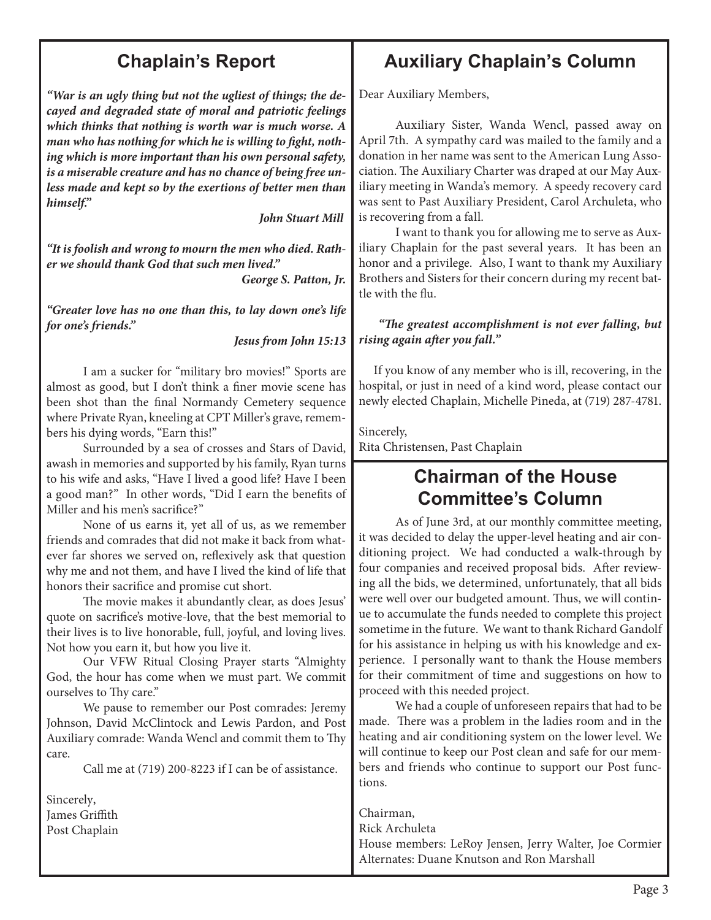## Chaplain's Report

***"War is an ugly thing but not the ugliest of things; the decayed and degraded state of moral and patriotic feelings which thinks that nothing is worth war is much worse. A man who has nothing for which he is willing to fight, nothing which is more important than his own personal safety, is a miserable creature and has no chance of being free unless made and kept so by the exertions of better men than himself."***

***John Stuart Mill***

***"It is foolish and wrong to mourn the men who died. Rather we should thank God that such men lived."***

***George S. Patton, Jr.***

***"Greater love has no one than this, to lay down one's life for one's friends."***

***Jesus from John 15:13***

I am a sucker for "military bro movies!" Sports are almost as good, but I don't think a finer movie scene has been shot than the final Normandy Cemetery sequence where Private Ryan, kneeling at CPT Miller's grave, remembers his dying words, "Earn this!"

Surrounded by a sea of crosses and Stars of David, awash in memories and supported by his family, Ryan turns to his wife and asks, "Have I lived a good life? Have I been a good man?" In other words, "Did I earn the benefits of Miller and his men's sacrifice?"

None of us earns it, yet all of us, as we remember friends and comrades that did not make it back from whatever far shores we served on, reflexively ask that question why me and not them, and have I lived the kind of life that honors their sacrifice and promise cut short.

The movie makes it abundantly clear, as does Jesus' quote on sacrifice's motive-love, that the best memorial to their lives is to live honorable, full, joyful, and loving lives. Not how you earn it, but how you live it.

Our VFW Ritual Closing Prayer starts "Almighty God, the hour has come when we must part. We commit ourselves to Thy care."

We pause to remember our Post comrades: Jeremy Johnson, David McClintock and Lewis Pardon, and Post Auxiliary comrade: Wanda Wencl and commit them to Thy care.

Call me at (719) 200-8223 if I can be of assistance.

Sincerely,
James Griffith
Post Chaplain

## Auxiliary Chaplain's Column

Dear Auxiliary Members,

Auxiliary Sister, Wanda Wencl, passed away on April 7th. A sympathy card was mailed to the family and a donation in her name was sent to the American Lung Association. The Auxiliary Charter was draped at our May Auxiliary meeting in Wanda's memory. A speedy recovery card was sent to Past Auxiliary President, Carol Archuleta, who is recovering from a fall.

I want to thank you for allowing me to serve as Auxiliary Chaplain for the past several years. It has been an honor and a privilege. Also, I want to thank my Auxiliary Brothers and Sisters for their concern during my recent battle with the flu.

***"The greatest accomplishment is not ever falling, but rising again after you fall."***

If you know of any member who is ill, recovering, in the hospital, or just in need of a kind word, please contact our newly elected Chaplain, Michelle Pineda, at (719) 287-4781.

Sincerely,
Rita Christensen, Past Chaplain

## Chairman of the House Committee's Column

As of June 3rd, at our monthly committee meeting, it was decided to delay the upper-level heating and air conditioning project. We had conducted a walk-through by four companies and received proposal bids. After reviewing all the bids, we determined, unfortunately, that all bids were well over our budgeted amount. Thus, we will continue to accumulate the funds needed to complete this project sometime in the future. We want to thank Richard Gandolf for his assistance in helping us with his knowledge and experience. I personally want to thank the House members for their commitment of time and suggestions on how to proceed with this needed project.

We had a couple of unforeseen repairs that had to be made. There was a problem in the ladies room and in the heating and air conditioning system on the lower level. We will continue to keep our Post clean and safe for our members and friends who continue to support our Post functions.

Chairman,
Rick Archuleta
House members: LeRoy Jensen, Jerry Walter, Joe Cormier
Alternates: Duane Knutson and Ron Marshall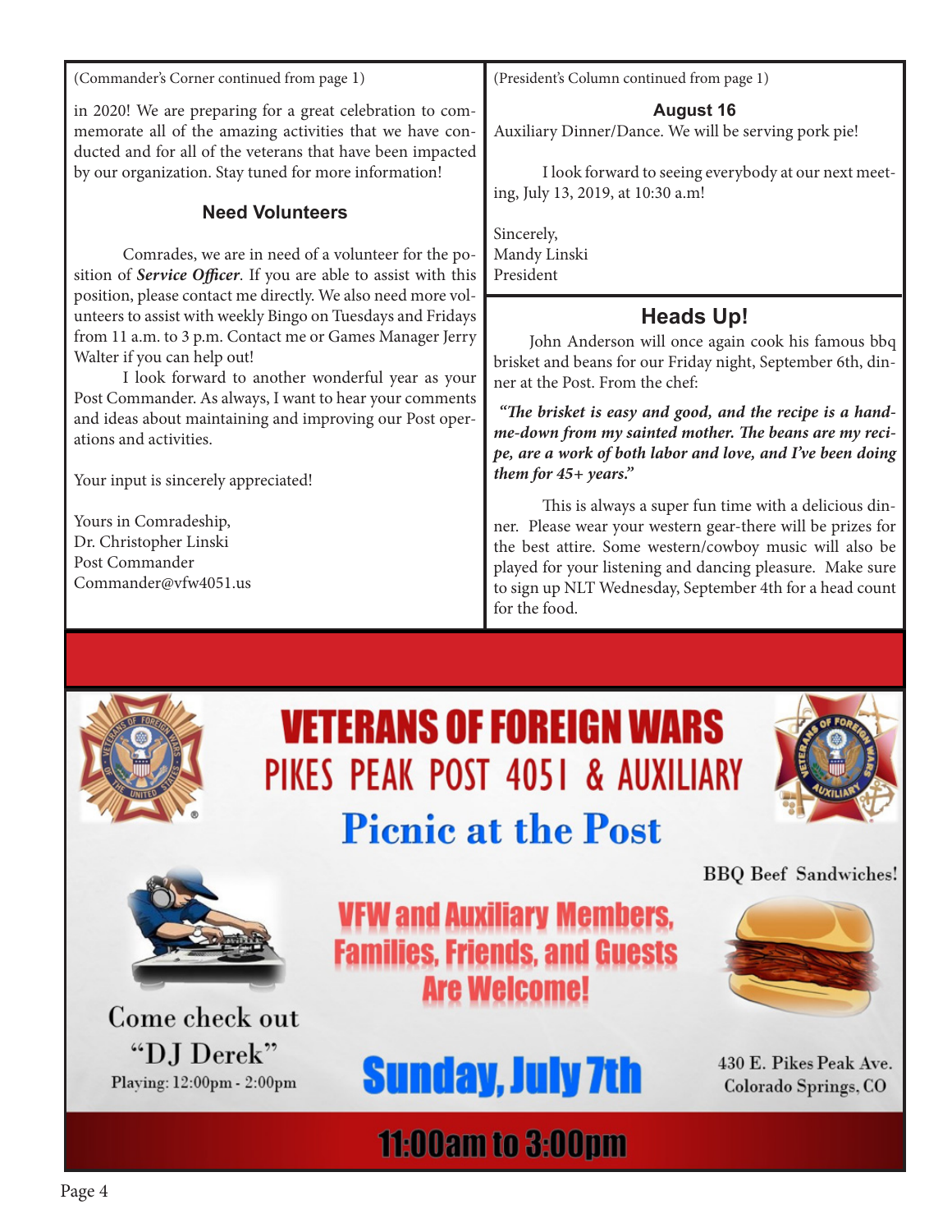(Commander's Corner continued from page 1)

in 2020! We are preparing for a great celebration to commemorate all of the amazing activities that we have conducted and for all of the veterans that have been impacted by our organization. Stay tuned for more information!

### Need Volunteers

Comrades, we are in need of a volunteer for the position of ***Service Officer***. If you are able to assist with this position, please contact me directly. We also need more volunteers to assist with weekly Bingo on Tuesdays and Fridays from 11 a.m. to 3 p.m. Contact me or Games Manager Jerry Walter if you can help out!

I look forward to another wonderful year as your Post Commander. As always, I want to hear your comments and ideas about maintaining and improving our Post operations and activities.

Your input is sincerely appreciated!

Yours in Comradeship,
Dr. Christopher Linski
Post Commander
Commander@vfw4051.us

(President's Column continued from page 1)

**August 16**
Auxiliary Dinner/Dance. We will be serving pork pie!

I look forward to seeing everybody at our next meeting, July 13, 2019, at 10:30 a.m!

Sincerely,
Mandy Linski
President

## Heads Up!

John Anderson will once again cook his famous bbq brisket and beans for our Friday night, September 6th, dinner at the Post. From the chef:

***"The brisket is easy and good, and the recipe is a hand-me-down from my sainted mother. The beans are my recipe, are a work of both labor and love, and I've been doing them for 45+ years."***

This is always a super fun time with a delicious dinner. Please wear your western gear-there will be prizes for the best attire. Some western/cowboy music will also be played for your listening and dancing pleasure. Make sure to sign up NLT Wednesday, September 4th for a head count for the food.

# VETERANS OF FOREIGN WARS
## PIKES PEAK POST 4051 & AUXILIARY
## Picnic at the Post

BBQ Beef Sandwiches!

**VFW and Auxiliary Members, Families, Friends, and Guests Are Welcome!**

Come check out "DJ Derek"
Playing: 12:00pm - 2:00pm

**Sunday, July 7th**

430 E. Pikes Peak Ave.
Colorado Springs, CO

**11:00am to 3:00pm**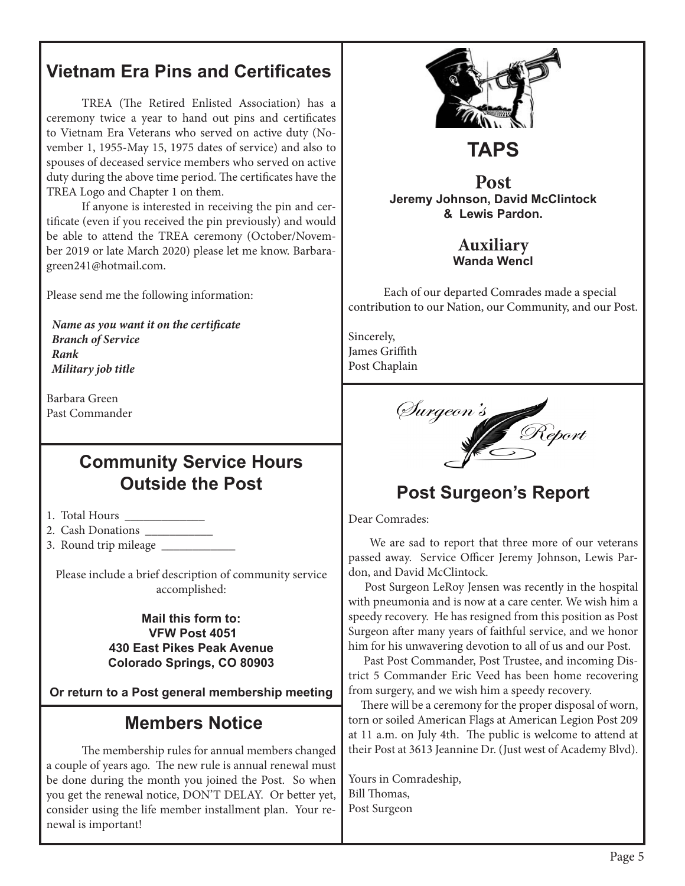## Vietnam Era Pins and Certificates

TREA (The Retired Enlisted Association) has a ceremony twice a year to hand out pins and certificates to Vietnam Era Veterans who served on active duty (November 1, 1955-May 15, 1975 dates of service) and also to spouses of deceased service members who served on active duty during the above time period. The certificates have the TREA Logo and Chapter 1 on them.

If anyone is interested in receiving the pin and certificate (even if you received the pin previously) and would be able to attend the TREA ceremony (October/November 2019 or late March 2020) please let me know. Barbaragreen241@hotmail.com.

Please send me the following information:

***Name as you want it on the certificate***
***Branch of Service***
***Rank***
***Military job title***

Barbara Green
Past Commander

## Community Service Hours Outside the Post

1. Total Hours _____________
2. Cash Donations ___________
3. Round trip mileage ____________

Please include a brief description of community service accomplished:

**Mail this form to:**
**VFW Post 4051**
**430 East Pikes Peak Avenue**
**Colorado Springs, CO 80903**

**Or return to a Post general membership meeting**

## Members Notice

The membership rules for annual members changed a couple of years ago. The new rule is annual renewal must be done during the month you joined the Post. So when you get the renewal notice, DON'T DELAY. Or better yet, consider using the life member installment plan. Your renewal is important!

## TAPS

### Post

**Jeremy Johnson, David McClintock & Lewis Pardon.**

### Auxiliary

**Wanda Wencl**

Each of our departed Comrades made a special contribution to our Nation, our Community, and our Post.

Sincerely,
James Griffith
Post Chaplain

*Surgeon's Report*

## Post Surgeon's Report

Dear Comrades:

We are sad to report that three more of our veterans passed away. Service Officer Jeremy Johnson, Lewis Pardon, and David McClintock.

Post Surgeon LeRoy Jensen was recently in the hospital with pneumonia and is now at a care center. We wish him a speedy recovery. He has resigned from this position as Post Surgeon after many years of faithful service, and we honor him for his unwavering devotion to all of us and our Post.

Past Post Commander, Post Trustee, and incoming District 5 Commander Eric Veed has been home recovering from surgery, and we wish him a speedy recovery.

There will be a ceremony for the proper disposal of worn, torn or soiled American Flags at American Legion Post 209 at 11 a.m. on July 4th. The public is welcome to attend at their Post at 3613 Jeannine Dr. (Just west of Academy Blvd).

Yours in Comradeship,
Bill Thomas,
Post Surgeon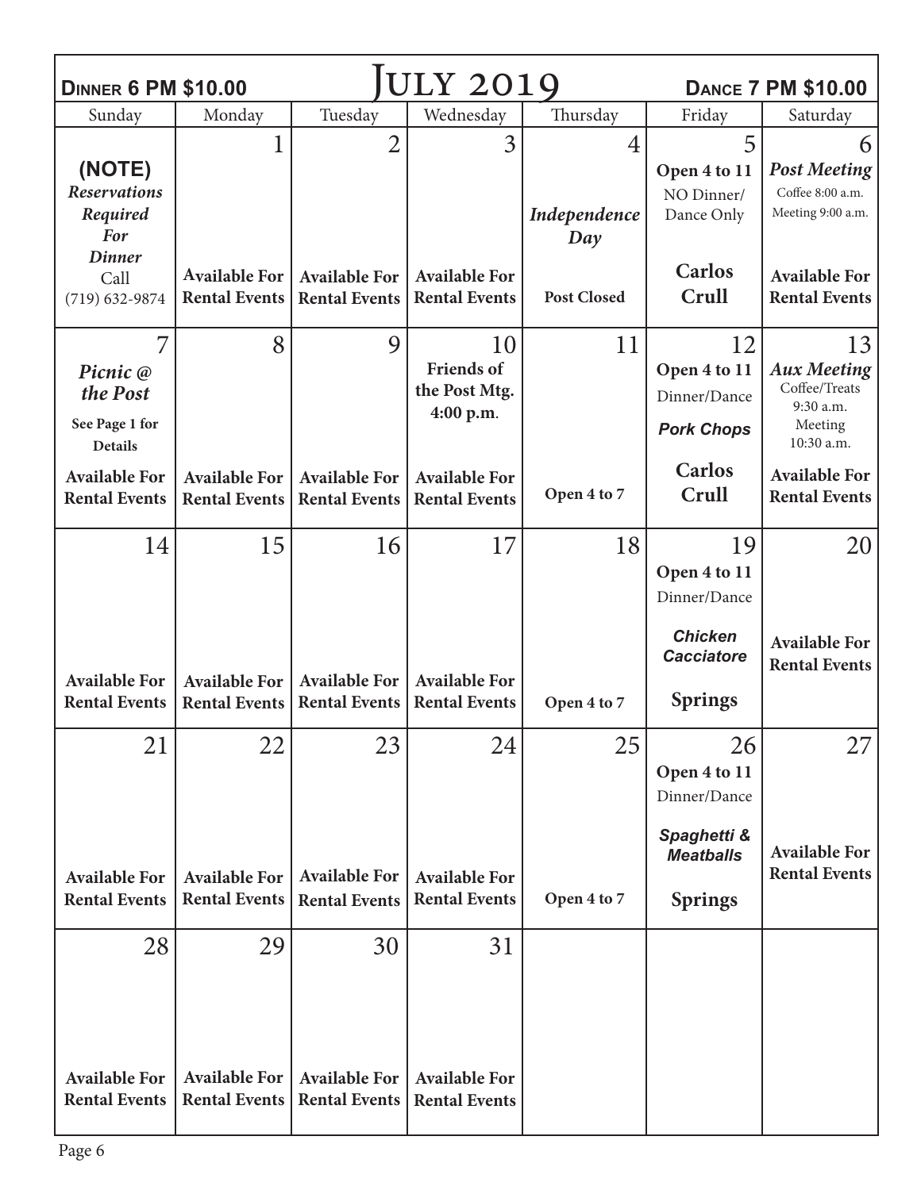**Dinner 6 PM $10.00** — **July 2019** — **Dance 7 PM $10.00**

| Sunday | Monday | Tuesday | Wednesday | Thursday | Friday | Saturday |
|---|---|---|---|---|---|---|
| **(NOTE)** *Reservations Required For Dinner* Call (719) 632-9874 | 1<br>**Available For Rental Events** | 2<br>**Available For Rental Events** | 3<br>**Available For Rental Events** | 4<br>***Independence Day***<br>**Post Closed** | 5<br>**Open 4 to 11**<br>NO Dinner/ Dance Only<br>**Carlos Crull** | 6<br>***Post Meeting***<br>Coffee 8:00 a.m.<br>Meeting 9:00 a.m.<br>**Available For Rental Events** |
| 7<br>***Picnic @ the Post***<br>**See Page 1 for Details**<br>**Available For Rental Events** | 8<br>**Available For Rental Events** | 9<br>**Available For Rental Events** | 10<br>**Friends of the Post Mtg. 4:00 p.m.**<br>**Available For Rental Events** | 11<br>**Open 4 to 7** | 12<br>**Open 4 to 11**<br>Dinner/Dance<br>***Pork Chops***<br>**Carlos Crull** | 13<br>***Aux Meeting***<br>Coffee/Treats 9:30 a.m.<br>Meeting 10:30 a.m.<br>**Available For Rental Events** |
| 14<br>**Available For Rental Events** | 15<br>**Available For Rental Events** | 16<br>**Available For Rental Events** | 17<br>**Available For Rental Events** | 18<br>**Open 4 to 7** | 19<br>**Open 4 to 11**<br>Dinner/Dance<br>***Chicken Cacciatore***<br>**Springs** | 20<br>**Available For Rental Events** |
| 21<br>**Available For Rental Events** | 22<br>**Available For Rental Events** | 23<br>**Available For Rental Events** | 24<br>**Available For Rental Events** | 25<br>**Open 4 to 7** | 26<br>**Open 4 to 11**<br>Dinner/Dance<br>***Spaghetti & Meatballs***<br>**Springs** | 27<br>**Available For Rental Events** |
| 28<br>**Available For Rental Events** | 29<br>**Available For Rental Events** | 30<br>**Available For Rental Events** | 31<br>**Available For Rental Events** | | | |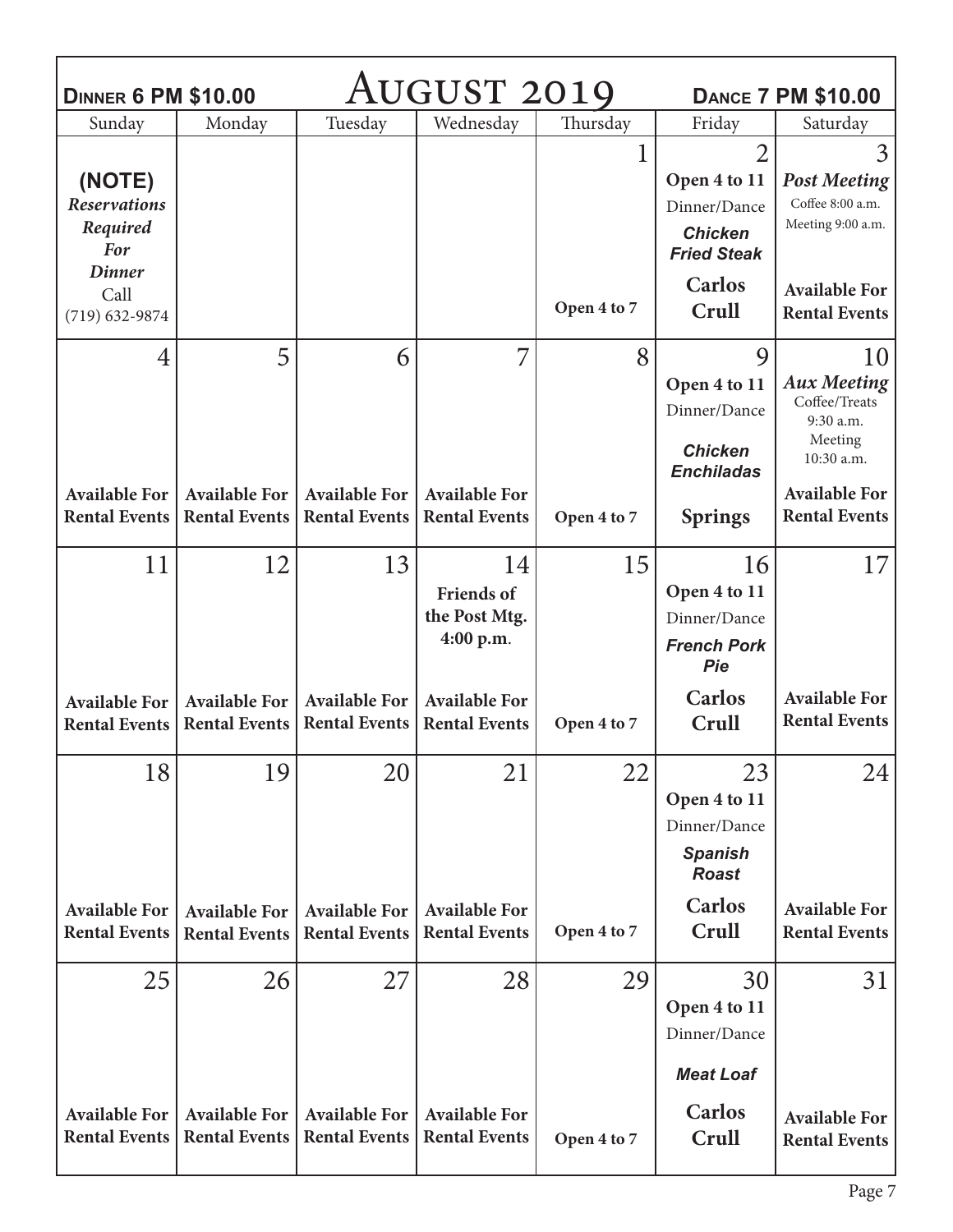**Dinner 6 PM $10.00**

# August 2019

**Dance 7 PM $10.00**

| Sunday | Monday | Tuesday | Wednesday | Thursday | Friday | Saturday |
|---|---|---|---|---|---|---|
| **(NOTE)** *Reservations Required For Dinner* Call (719) 632-9874 | | | | 1 **Open 4 to 7** | 2 **Open 4 to 11** Dinner/Dance ***Chicken Fried Steak*** **Carlos Crull** | 3 ***Post Meeting*** Coffee 8:00 a.m. Meeting 9:00 a.m. **Available For Rental Events** |
| 4 **Available For Rental Events** | 5 **Available For Rental Events** | 6 **Available For Rental Events** | 7 **Available For Rental Events** | 8 **Open 4 to 7** | 9 **Open 4 to 11** Dinner/Dance ***Chicken Enchiladas*** **Springs** | 10 ***Aux Meeting*** Coffee/Treats 9:30 a.m. Meeting 10:30 a.m. **Available For Rental Events** |
| 11 **Available For Rental Events** | 12 **Available For Rental Events** | 13 **Available For Rental Events** | 14 **Friends of the Post Mtg. 4:00 p.m.** **Available For Rental Events** | 15 **Open 4 to 7** | 16 **Open 4 to 11** Dinner/Dance ***French Pork Pie*** **Carlos Crull** | 17 **Available For Rental Events** |
| 18 **Available For Rental Events** | 19 **Available For Rental Events** | 20 **Available For Rental Events** | 21 **Available For Rental Events** | 22 **Open 4 to 7** | 23 **Open 4 to 11** Dinner/Dance ***Spanish Roast*** **Carlos Crull** | 24 **Available For Rental Events** |
| 25 **Available For Rental Events** | 26 **Available For Rental Events** | 27 **Available For Rental Events** | 28 **Available For Rental Events** | 29 **Open 4 to 7** | 30 **Open 4 to 11** Dinner/Dance ***Meat Loaf*** **Carlos Crull** | 31 **Available For Rental Events** |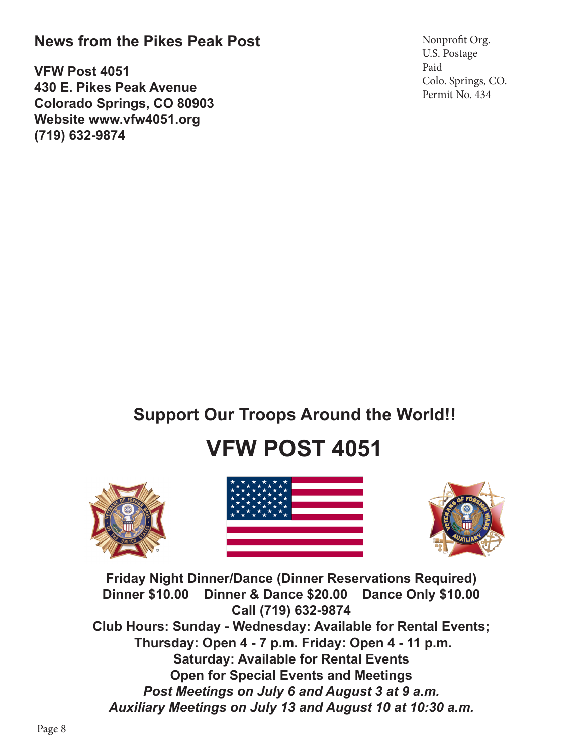**News from the Pikes Peak Post**

**VFW Post 4051**
**430 E. Pikes Peak Avenue**
**Colorado Springs, CO 80903**
**Website www.vfw4051.org**
**(719) 632-9874**

Nonprofit Org.
U.S. Postage
Paid
Colo. Springs, CO.
Permit No. 434

## Support Our Troops Around the World!!

# VFW POST 4051

**Friday Night Dinner/Dance (Dinner Reservations Required)**
**Dinner $10.00 Dinner & Dance $20.00 Dance Only $10.00**
**Call (719) 632-9874**
**Club Hours: Sunday - Wednesday: Available for Rental Events;**
**Thursday: Open 4 - 7 p.m. Friday: Open 4 - 11 p.m.**
**Saturday: Available for Rental Events**
**Open for Special Events and Meetings**
***Post Meetings on July 6 and August 3 at 9 a.m.***
***Auxiliary Meetings on July 13 and August 10 at 10:30 a.m.***